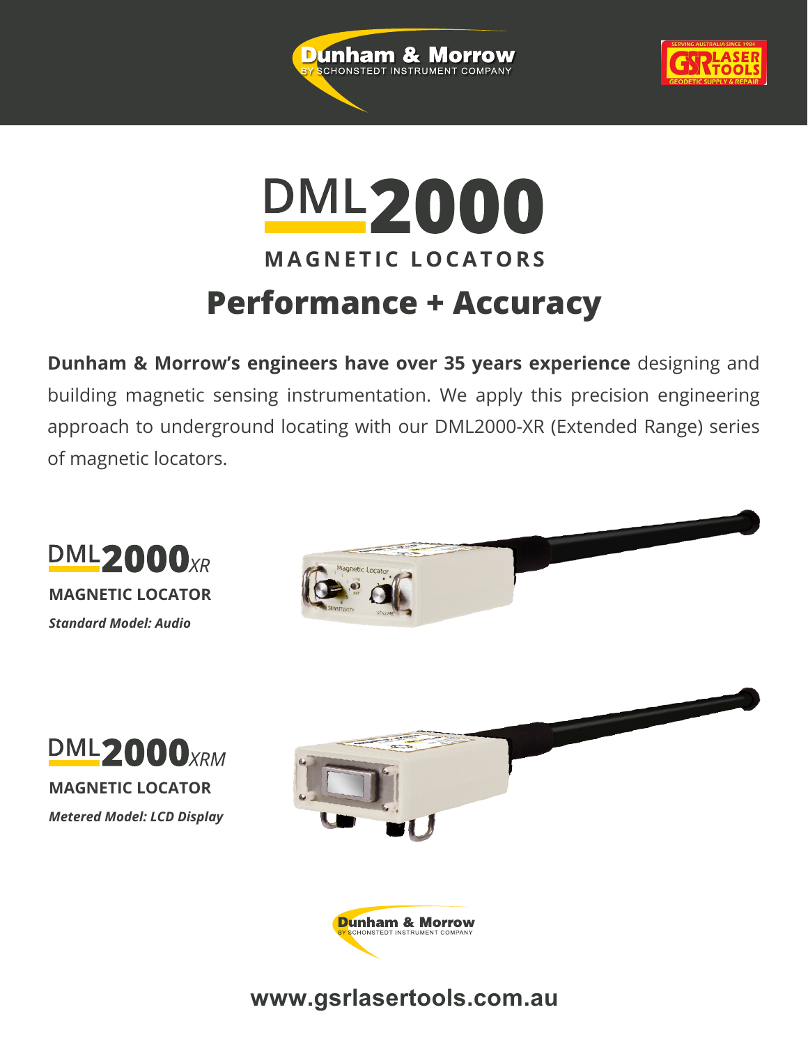# DML2000

## MAGNETIC LOCATORS

## Performance + Accuracy

**Dunham & Morrow's engineers have over 35 years experience** designing and building magnetic sensing instrumentation. We apply this precision engineering approach to underground locating with our DML2000-XR (Extended Range) series of magnetic locators.

### DML2000*XR*

**MAGNETIC LOCATOR**

***Standard Model: Audio***

### DML2000*XRM*

**MAGNETIC LOCATOR**

***Metered Model: LCD Display***

**www.gsrlasertools.com.au**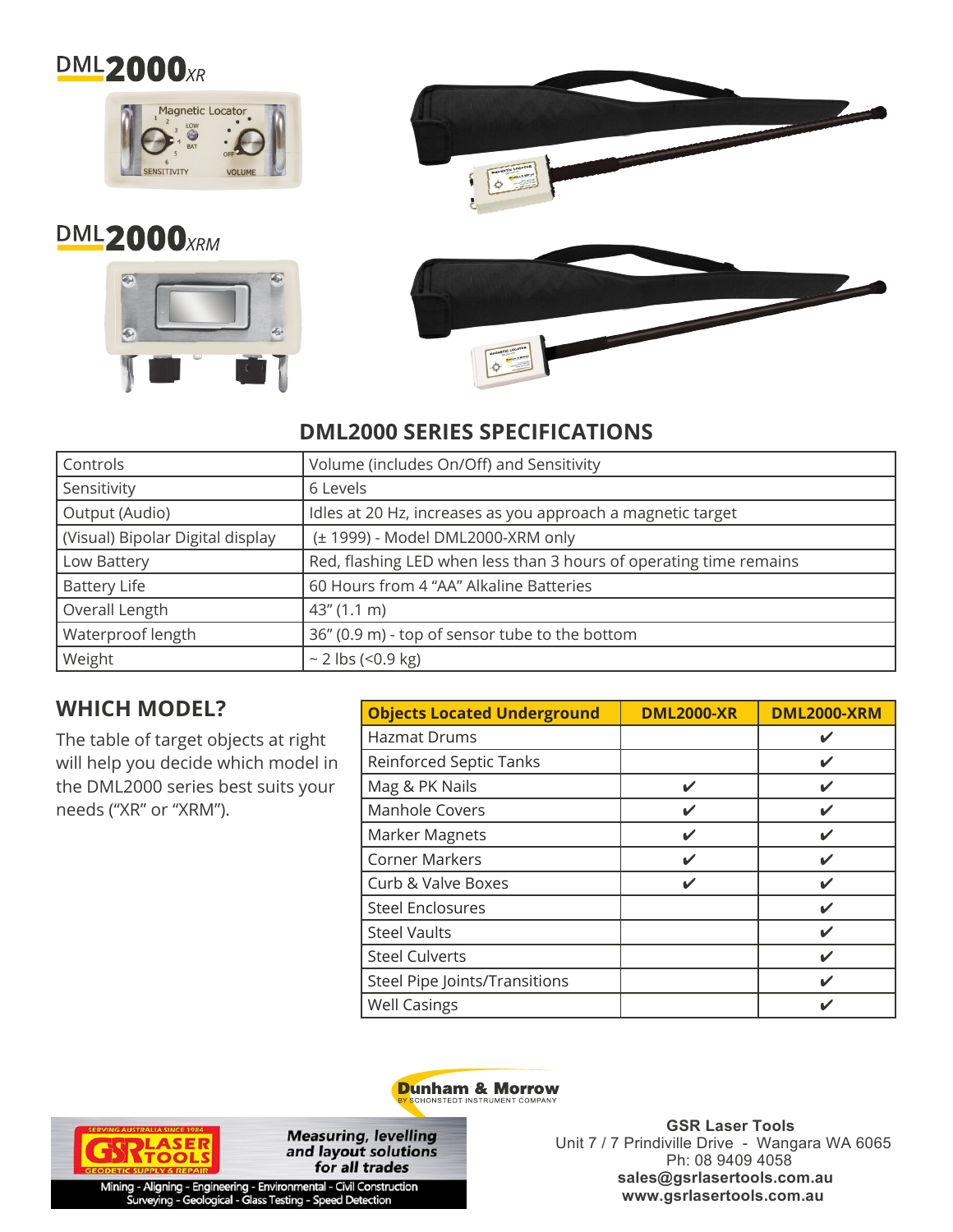# DML2000XR

# DML2000XRM

## DML2000 SERIES SPECIFICATIONS

| | |
|---|---|
| Controls | Volume (includes On/Off) and Sensitivity |
| Sensitivity | 6 Levels |
| Output (Audio) | Idles at 20 Hz, increases as you approach a magnetic target |
| (Visual) Bipolar Digital display | (± 1999) - Model DML2000-XRM only |
| Low Battery | Red, flashing LED when less than 3 hours of operating time remains |
| Battery Life | 60 Hours from 4 "AA" Alkaline Batteries |
| Overall Length | 43" (1.1 m) |
| Waterproof length | 36" (0.9 m) - top of sensor tube to the bottom |
| Weight | ~ 2 lbs (<0.9 kg) |

## WHICH MODEL?

The table of target objects at right will help you decide which model in the DML2000 series best suits your needs ("XR" or "XRM").

| Objects Located Underground | DML2000-XR | DML2000-XRM |
|---|---|---|
| Hazmat Drums | | ✔ |
| Reinforced Septic Tanks | | ✔ |
| Mag & PK Nails | ✔ | ✔ |
| Manhole Covers | ✔ | ✔ |
| Marker Magnets | ✔ | ✔ |
| Corner Markers | ✔ | ✔ |
| Curb & Valve Boxes | ✔ | ✔ |
| Steel Enclosures | | ✔ |
| Steel Vaults | | ✔ |
| Steel Culverts | | ✔ |
| Steel Pipe Joints/Transitions | | ✔ |
| Well Casings | | ✔ |

Dunham & Morrow
BY SCHONSTEDT INSTRUMENT COMPANY

SERVING AUSTRALIA SINCE 1984
GSR LASER TOOLS
GEODETIC SUPPLY & REPAIR

*Measuring, levelling and layout solutions for all trades*

Mining - Aligning - Engineering - Environmental - Civil Construction
Surveying - Geological - Glass Testing - Speed Detection

**GSR Laser Tools**
Unit 7 / 7 Prindiville Drive - Wangara WA 6065
Ph: 08 9409 4058
**sales@gsrlasertools.com.au**
**www.gsrlasertools.com.au**